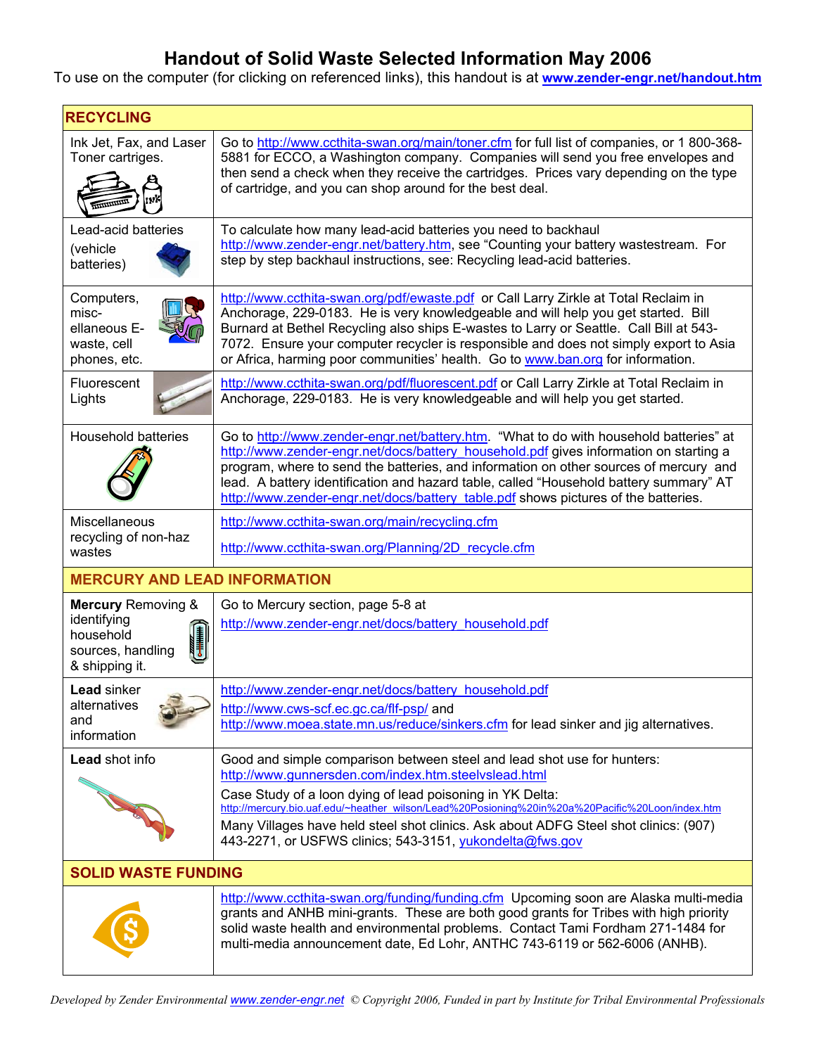# Handout of Solid Waste Selected Information May 2006

To use on the computer (for clicking on referenced links), this handout is at **www.zender-engr.net/handout.htm**

| **RECYCLING** | |
|---|---|
| Ink Jet, Fax, and Laser Toner cartridges. | Go to http://www.ccthita-swan.org/main/toner.cfm for full list of companies, or 1 800-368-5881 for ECCO, a Washington company. Companies will send you free envelopes and then send a check when they receive the cartridges. Prices vary depending on the type of cartridge, and you can shop around for the best deal. |
| Lead-acid batteries (vehicle batteries) | To calculate how many lead-acid batteries you need to backhaul http://www.zender-engr.net/battery.htm, see "Counting your battery wastestream. For step by step backhaul instructions, see: Recycling lead-acid batteries. |
| Computers, misc-ellaneous E-waste, cell phones, etc. | http://www.ccthita-swan.org/pdf/ewaste.pdf or Call Larry Zirkle at Total Reclaim in Anchorage, 229-0183. He is very knowledgeable and will help you get started. Bill Burnard at Bethel Recycling also ships E-wastes to Larry or Seattle. Call Bill at 543-7072. Ensure your computer recycler is responsible and does not simply export to Asia or Africa, harming poor communities' health. Go to www.ban.org for information. |
| Fluorescent Lights | http://www.ccthita-swan.org/pdf/fluorescent.pdf or Call Larry Zirkle at Total Reclaim in Anchorage, 229-0183. He is very knowledgeable and will help you get started. |
| Household batteries | Go to http://www.zender-engr.net/battery.htm. "What to do with household batteries" at http://www.zender-engr.net/docs/battery_household.pdf gives information on starting a program, where to send the batteries, and information on other sources of mercury and lead. A battery identification and hazard table, called "Household battery summary" AT http://www.zender-engr.net/docs/battery_table.pdf shows pictures of the batteries. |
| Miscellaneous recycling of non-haz wastes | http://www.ccthita-swan.org/main/recycling.cfm<br>http://www.ccthita-swan.org/Planning/2D_recycle.cfm |
| **MERCURY AND LEAD INFORMATION** | |
| **Mercury** Removing & identifying household sources, handling & shipping it. | Go to Mercury section, page 5-8 at http://www.zender-engr.net/docs/battery_household.pdf |
| **Lead** sinker alternatives and information | http://www.zender-engr.net/docs/battery_household.pdf<br>http://www.cws-scf.ec.gc.ca/flf-psp/ and http://www.moea.state.mn.us/reduce/sinkers.cfm for lead sinker and jig alternatives. |
| **Lead** shot info | Good and simple comparison between steel and lead shot use for hunters: http://www.gunnersden.com/index.htm.steelvslead.html<br>Case Study of a loon dying of lead poisoning in YK Delta: http://mercury.bio.uaf.edu/~heather_wilson/Lead%20Posioning%20in%20a%20Pacific%20Loon/index.htm<br>Many Villages have held steel shot clinics. Ask about ADFG Steel shot clinics: (907) 443-2271, or USFWS clinics; 543-3151, yukondelta@fws.gov |
| **SOLID WASTE FUNDING** | |
| | http://www.ccthita-swan.org/funding/funding.cfm Upcoming soon are Alaska multi-media grants and ANHB mini-grants. These are both good grants for Tribes with high priority solid waste health and environmental problems. Contact Tami Fordham 271-1484 for multi-media announcement date, Ed Lohr, ANTHC 743-6119 or 562-6006 (ANHB). |

*Developed by Zender Environmental www.zender-engr.net © Copyright 2006, Funded in part by Institute for Tribal Environmental Professionals*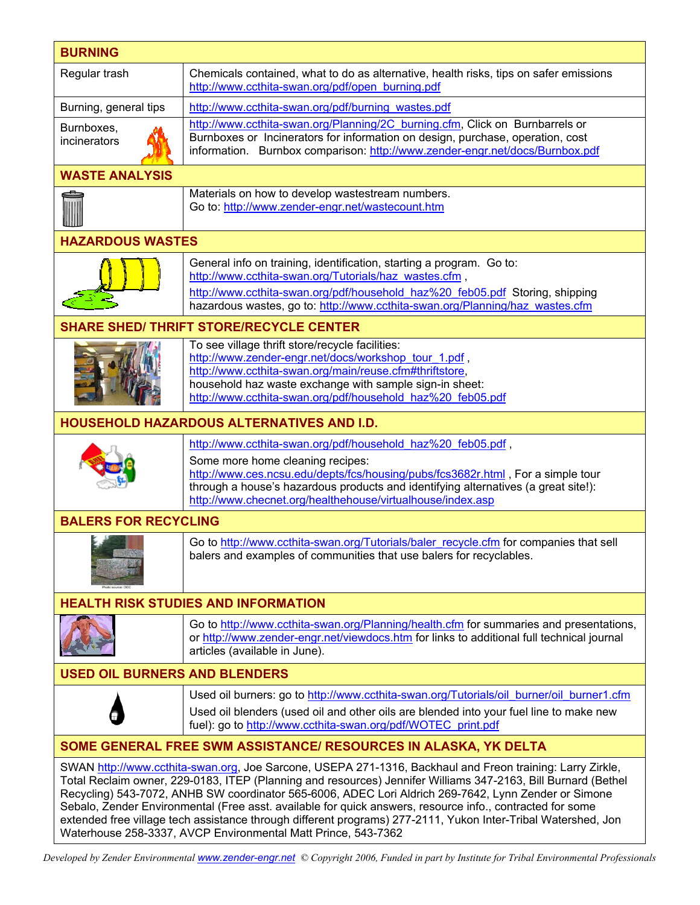| | |
|---|---|
| **BURNING** | |
| Regular trash | Chemicals contained, what to do as alternative, health risks, tips on safer emissions http://www.ccthita-swan.org/pdf/open_burning.pdf |
| Burning, general tips | http://www.ccthita-swan.org/pdf/burning_wastes.pdf |
| Burnboxes, incinerators | http://www.ccthita-swan.org/Planning/2C_burning.cfm, Click on Burnbarrels or Burnboxes or Incinerators for information on design, purchase, operation, cost information. Burnbox comparison: http://www.zender-engr.net/docs/Burnbox.pdf |
| **WASTE ANALYSIS** | |
| | Materials on how to develop wastestream numbers. Go to: http://www.zender-engr.net/wastecount.htm |
| **HAZARDOUS WASTES** | |
| | General info on training, identification, starting a program. Go to: http://www.ccthita-swan.org/Tutorials/haz_wastes.cfm , http://www.ccthita-swan.org/pdf/household_haz%20_feb05.pdf Storing, shipping hazardous wastes, go to: http://www.ccthita-swan.org/Planning/haz_wastes.cfm |
| **SHARE SHED/ THRIFT STORE/RECYCLE CENTER** | |
| | To see village thrift store/recycle facilities: http://www.zender-engr.net/docs/workshop_tour_1.pdf , http://www.ccthita-swan.org/main/reuse.cfm#thriftstore, household haz waste exchange with sample sign-in sheet: http://www.ccthita-swan.org/pdf/household_haz%20_feb05.pdf |
| **HOUSEHOLD HAZARDOUS ALTERNATIVES AND I.D.** | |
| | http://www.ccthita-swan.org/pdf/household_haz%20_feb05.pdf , Some more home cleaning recipes: http://www.ces.ncsu.edu/depts/fcs/housing/pubs/fcs3682r.html , For a simple tour through a house's hazardous products and identifying alternatives (a great site!): http://www.checnet.org/healthehouse/virtualhouse/index.asp |
| **BALERS FOR RECYCLING** | |
| Photo source: DEC | Go to http://www.ccthita-swan.org/Tutorials/baler_recycle.cfm for companies that sell balers and examples of communities that use balers for recyclables. |
| **HEALTH RISK STUDIES AND INFORMATION** | |
| | Go to http://www.ccthita-swan.org/Planning/health.cfm for summaries and presentations, or http://www.zender-engr.net/viewdocs.htm for links to additional full technical journal articles (available in June). |
| **USED OIL BURNERS AND BLENDERS** | |
| | Used oil burners: go to http://www.ccthita-swan.org/Tutorials/oil_burner/oil_burner1.cfm Used oil blenders (used oil and other oils are blended into your fuel line to make new fuel): go to http://www.ccthita-swan.org/pdf/WOTEC_print.pdf |
| **SOME GENERAL FREE SWM ASSISTANCE/ RESOURCES IN ALASKA, YK DELTA** | |
| SWAN http://www.ccthita-swan.org, Joe Sarcone, USEPA 271-1316, Backhaul and Freon training: Larry Zirkle, Total Reclaim owner, 229-0183, ITEP (Planning and resources) Jennifer Williams 347-2163, Bill Burnard (Bethel Recycling) 543-7072, ANHB SW coordinator 565-6006, ADEC Lori Aldrich 269-7642, Lynn Zender or Simone Sebalo, Zender Environmental (Free asst. available for quick answers, resource info., contracted for some extended free village tech assistance through different programs) 277-2111, Yukon Inter-Tribal Watershed, Jon Waterhouse 258-3337, AVCP Environmental Matt Prince, 543-7362 | |

*Developed by Zender Environmental www.zender-engr.net © Copyright 2006, Funded in part by Institute for Tribal Environmental Professionals*